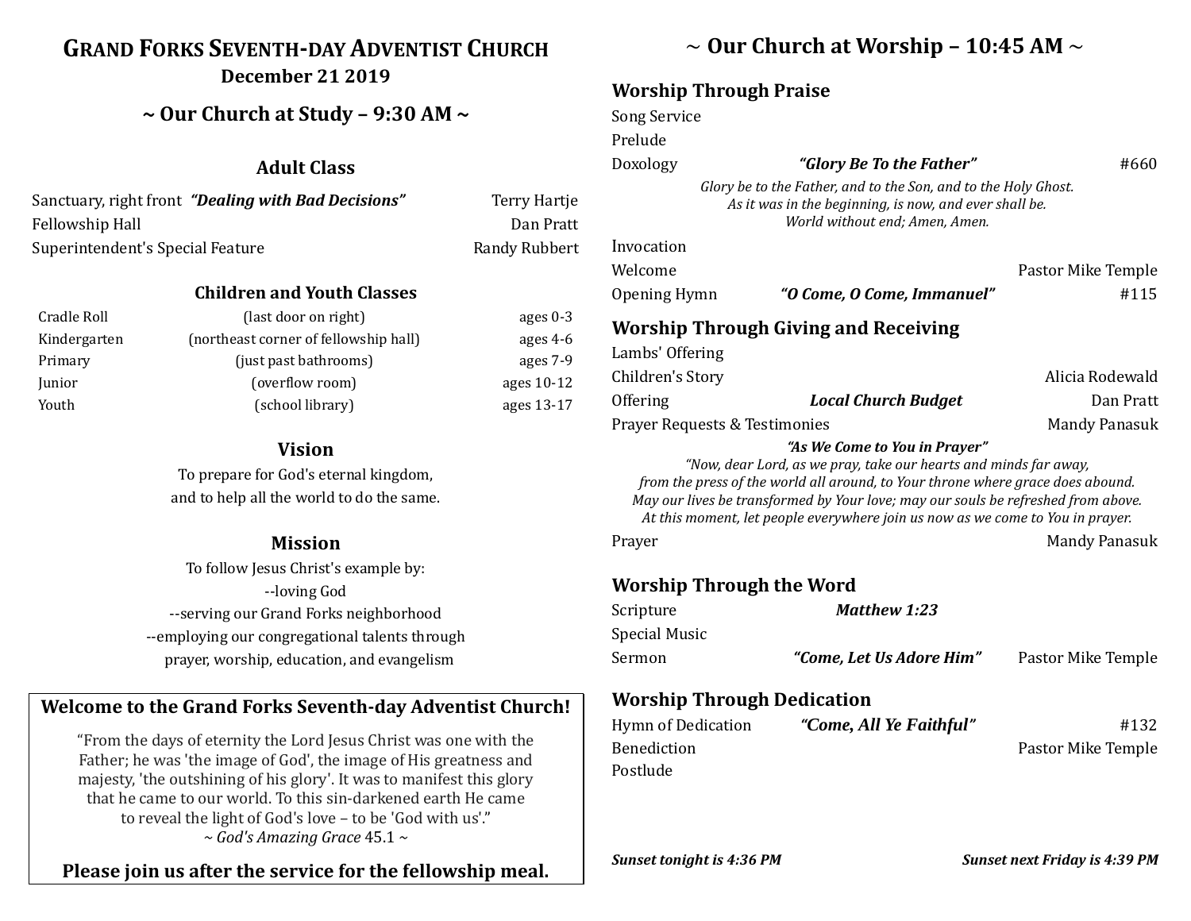# GRAND FORKS SEVENTH-DAY ADVENTIST CHURCH

**December 21 2019**

## ~ Our Church at Study – 9:30 AM ~

### Adult Class

| | | |
|---|---|---|
| Sanctuary, right front | ***"Dealing with Bad Decisions"*** | Terry Hartje |
| Fellowship Hall | | Dan Pratt |
| Superintendent's Special Feature | | Randy Rubbert |

### Children and Youth Classes

| | | |
|---|---|---|
| Cradle Roll | (last door on right) | ages 0-3 |
| Kindergarten | (northeast corner of fellowship hall) | ages 4-6 |
| Primary | (just past bathrooms) | ages 7-9 |
| Junior | (overflow room) | ages 10-12 |
| Youth | (school library) | ages 13-17 |

### Vision

To prepare for God's eternal kingdom,
and to help all the world to do the same.

### Mission

To follow Jesus Christ's example by:
--loving God
--serving our Grand Forks neighborhood
--employing our congregational talents through
prayer, worship, education, and evangelism

**Welcome to the Grand Forks Seventh-day Adventist Church!**

"From the days of eternity the Lord Jesus Christ was one with the Father; he was 'the image of God', the image of His greatness and majesty, 'the outshining of his glory'. It was to manifest this glory that he came to our world. To this sin-darkened earth He came to reveal the light of God's love – to be 'God with us'."
~ *God's Amazing Grace* 45.1 ~

**Please join us after the service for the fellowship meal.**

## ~ Our Church at Worship – 10:45 AM ~

### Worship Through Praise

| | | |
|---|---|---|
| Song Service | | |
| Prelude | | |
| Doxology | ***"Glory Be To the Father"*** | #660 |

*Glory be to the Father, and to the Son, and to the Holy Ghost.*
*As it was in the beginning, is now, and ever shall be.*
*World without end; Amen, Amen.*

| | | |
|---|---|---|
| Invocation | | |
| Welcome | | Pastor Mike Temple |
| Opening Hymn | ***"O Come, O Come, Immanuel"*** | #115 |

### Worship Through Giving and Receiving

| | | |
|---|---|---|
| Lambs' Offering | | |
| Children's Story | | Alicia Rodewald |
| Offering | ***Local Church Budget*** | Dan Pratt |
| Prayer Requests & Testimonies | | Mandy Panasuk |

***"As We Come to You in Prayer"***

*"Now, dear Lord, as we pray, take our hearts and minds far away,*
*from the press of the world all around, to Your throne where grace does abound.*
*May our lives be transformed by Your love; may our souls be refreshed from above.*
*At this moment, let people everywhere join us now as we come to You in prayer.*

| | | |
|---|---|---|
| Prayer | | Mandy Panasuk |

### Worship Through the Word

| | | |
|---|---|---|
| Scripture | ***Matthew 1:23*** | |
| Special Music | | |
| Sermon | ***"Come, Let Us Adore Him"*** | Pastor Mike Temple |

### Worship Through Dedication

| | | |
|---|---|---|
| Hymn of Dedication | ***"Come, All Ye Faithful"*** | #132 |
| Benediction | | Pastor Mike Temple |
| Postlude | | |

***Sunset tonight is 4:36 PM*** ***Sunset next Friday is 4:39 PM***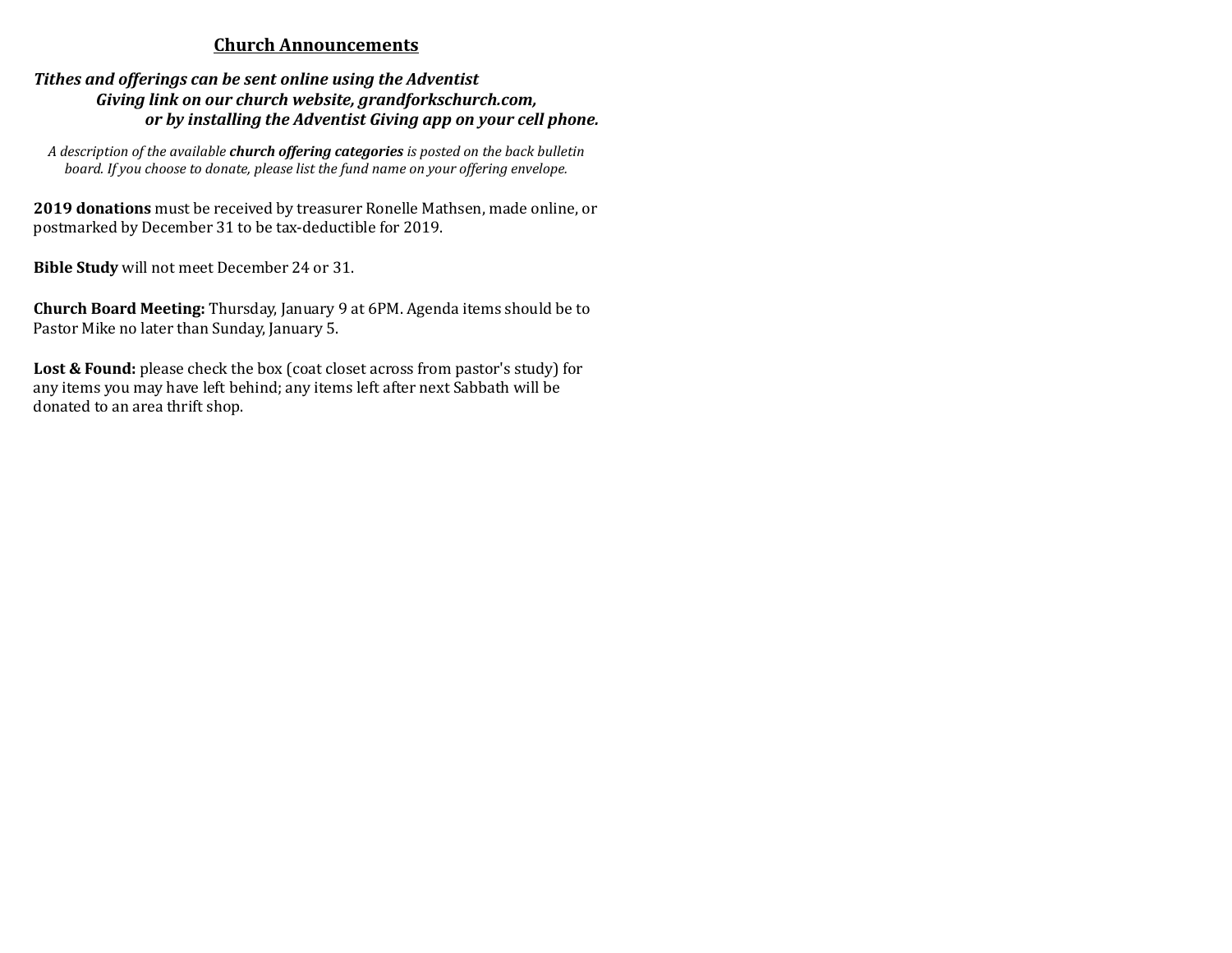## Church Announcements

***Tithes and offerings can be sent online using the Adventist Giving link on our church website, grandforkschurch.com, or by installing the Adventist Giving app on your cell phone.***

*A description of the available **church offering categories** is posted on the back bulletin board. If you choose to donate, please list the fund name on your offering envelope.*

**2019 donations** must be received by treasurer Ronelle Mathsen, made online, or postmarked by December 31 to be tax-deductible for 2019.

**Bible Study** will not meet December 24 or 31.

**Church Board Meeting:** Thursday, January 9 at 6PM. Agenda items should be to Pastor Mike no later than Sunday, January 5.

**Lost & Found:** please check the box (coat closet across from pastor's study) for any items you may have left behind; any items left after next Sabbath will be donated to an area thrift shop.